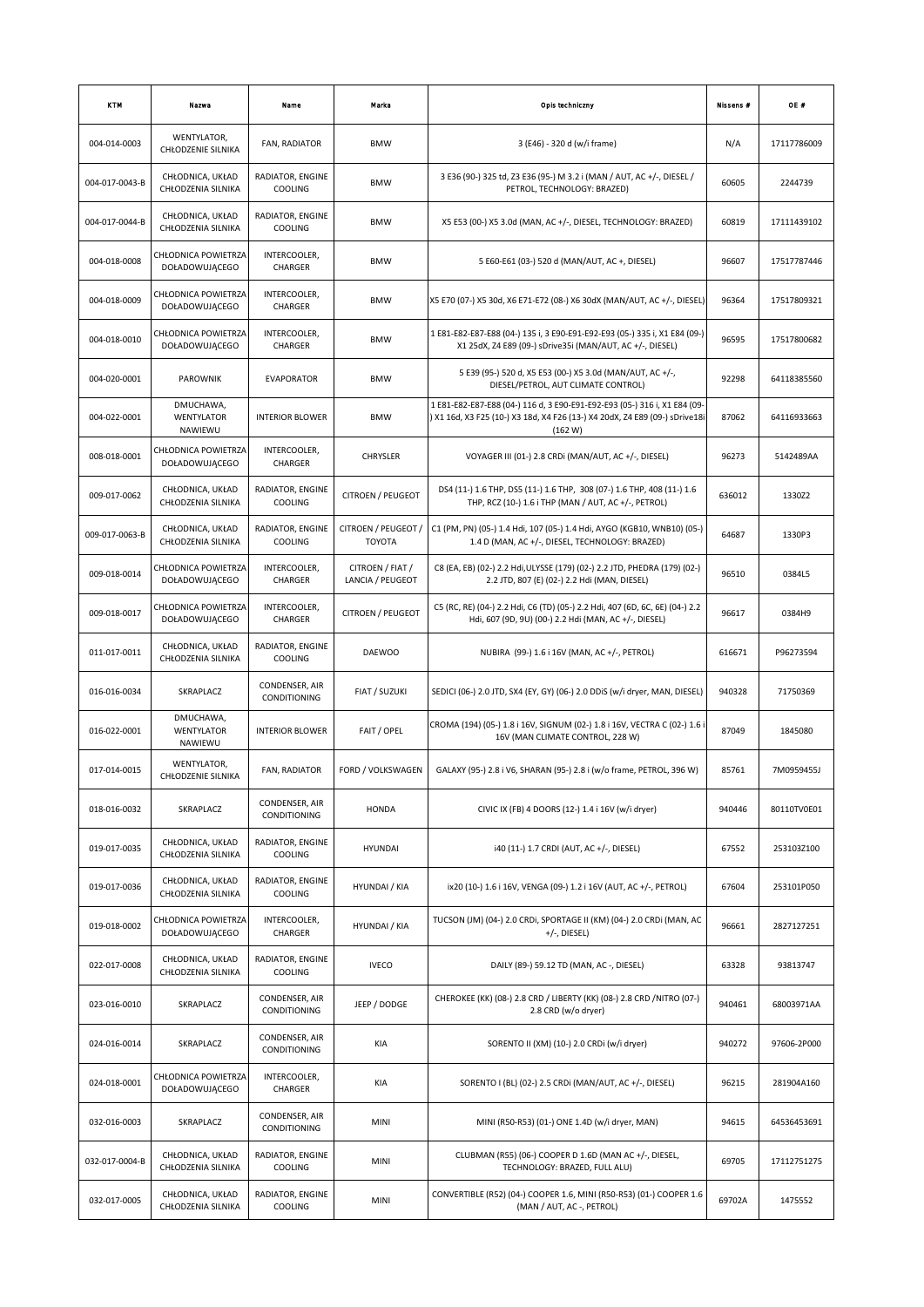| KTM | Nazwa | Name | Marka | Opis techniczny | Nissens # | OE # |
|---|---|---|---|---|---|---|
| 004-014-0003 | WENTYLATOR, CHŁODZENIE SILNIKA | FAN, RADIATOR | BMW | 3 (E46) - 320 d (w/i frame) | N/A | 17117786009 |
| 004-017-0043-B | CHŁODNICA, UKŁAD CHŁODZENIA SILNIKA | RADIATOR, ENGINE COOLING | BMW | 3 E36 (90-) 325 td, Z3 E36 (95-) M 3.2 i (MAN / AUT, AC +/-, DIESEL / PETROL, TECHNOLOGY: BRAZED) | 60605 | 2244739 |
| 004-017-0044-B | CHŁODNICA, UKŁAD CHŁODZENIA SILNIKA | RADIATOR, ENGINE COOLING | BMW | X5 E53 (00-) X5 3.0d (MAN, AC +/-, DIESEL, TECHNOLOGY: BRAZED) | 60819 | 17111439102 |
| 004-018-0008 | CHŁODNICA POWIETRZA DOŁADOWUJĄCEGO | INTERCOOLER, CHARGER | BMW | 5 E60-E61 (03-) 520 d (MAN/AUT, AC +, DIESEL) | 96607 | 17517787446 |
| 004-018-0009 | CHŁODNICA POWIETRZA DOŁADOWUJĄCEGO | INTERCOOLER, CHARGER | BMW | X5 E70 (07-) X5 30d, X6 E71-E72 (08-) X6 30dX (MAN/AUT, AC +/-, DIESEL) | 96364 | 17517809321 |
| 004-018-0010 | CHŁODNICA POWIETRZA DOŁADOWUJĄCEGO | INTERCOOLER, CHARGER | BMW | 1 E81-E82-E87-E88 (04-) 135 i, 3 E90-E91-E92-E93 (05-) 335 i, X1 E84 (09-) X1 25dX, Z4 E89 (09-) sDrive35i (MAN/AUT, AC +/-, DIESEL) | 96595 | 17517800682 |
| 004-020-0001 | PAROWNIK | EVAPORATOR | BMW | 5 E39 (95-) 520 d, X5 E53 (00-) X5 3.0d (MAN/AUT, AC +/-, DIESEL/PETROL, AUT CLIMATE CONTROL) | 92298 | 64118385560 |
| 004-022-0001 | DMUCHAWA, WENTYLATOR NAWIEWU | INTERIOR BLOWER | BMW | 1 E81-E82-E87-E88 (04-) 116 d, 3 E90-E91-E92-E93 (05-) 316 i, X1 E84 (09-) X1 16d, X3 F25 (10-) X3 18d, X4 F26 (13-) X4 20dX, Z4 E89 (09-) sDrive18i (162 W) | 87062 | 64116933663 |
| 008-018-0001 | CHŁODNICA POWIETRZA DOŁADOWUJĄCEGO | INTERCOOLER, CHARGER | CHRYSLER | VOYAGER III (01-) 2.8 CRDi (MAN/AUT, AC +/-, DIESEL) | 96273 | 5142489AA |
| 009-017-0062 | CHŁODNICA, UKŁAD CHŁODZENIA SILNIKA | RADIATOR, ENGINE COOLING | CITROEN / PEUGEOT | DS4 (11-) 1.6 THP, DS5 (11-) 1.6 THP, 308 (07-) 1.6 THP, 408 (11-) 1.6 THP, RCZ (10-) 1.6 i THP (MAN / AUT, AC +/-, PETROL) | 636012 | 1330Z2 |
| 009-017-0063-B | CHŁODNICA, UKŁAD CHŁODZENIA SILNIKA | RADIATOR, ENGINE COOLING | CITROEN / PEUGEOT / TOYOTA | C1 (PM, PN) (05-) 1.4 Hdi, 107 (05-) 1.4 Hdi, AYGO (KGB10, WNB10) (05-) 1.4 D (MAN, AC +/-, DIESEL, TECHNOLOGY: BRAZED) | 64687 | 1330P3 |
| 009-018-0014 | CHŁODNICA POWIETRZA DOŁADOWUJĄCEGO | INTERCOOLER, CHARGER | CITROEN / FIAT / LANCIA / PEUGEOT | C8 (EA, EB) (02-) 2.2 Hdi,ULYSSE (179) (02-) 2.2 JTD, PHEDRA (179) (02-) 2.2 JTD, 807 (E) (02-) 2.2 Hdi (MAN, DIESEL) | 96510 | 0384L5 |
| 009-018-0017 | CHŁODNICA POWIETRZA DOŁADOWUJĄCEGO | INTERCOOLER, CHARGER | CITROEN / PEUGEOT | C5 (RC, RE) (04-) 2.2 Hdi, C6 (TD) (05-) 2.2 Hdi, 407 (6D, 6C, 6E) (04-) 2.2 Hdi, 607 (9D, 9U) (00-) 2.2 Hdi (MAN, AC +/-, DIESEL) | 96617 | 0384H9 |
| 011-017-0011 | CHŁODNICA, UKŁAD CHŁODZENIA SILNIKA | RADIATOR, ENGINE COOLING | DAEWOO | NUBIRA (99-) 1.6 i 16V (MAN, AC +/-, PETROL) | 616671 | P96273594 |
| 016-016-0034 | SKRAPLACZ | CONDENSER, AIR CONDITIONING | FIAT / SUZUKI | SEDICI (06-) 2.0 JTD, SX4 (EY, GY) (06-) 2.0 DDiS (w/i dryer, MAN, DIESEL) | 940328 | 71750369 |
| 016-022-0001 | DMUCHAWA, WENTYLATOR NAWIEWU | INTERIOR BLOWER | FAIT / OPEL | CROMA (194) (05-) 1.8 i 16V, SIGNUM (02-) 1.8 i 16V, VECTRA C (02-) 1.6 i 16V (MAN CLIMATE CONTROL, 228 W) | 87049 | 1845080 |
| 017-014-0015 | WENTYLATOR, CHŁODZENIE SILNIKA | FAN, RADIATOR | FORD / VOLKSWAGEN | GALAXY (95-) 2.8 i V6, SHARAN (95-) 2.8 i (w/o frame, PETROL, 396 W) | 85761 | 7M0959455J |
| 018-016-0032 | SKRAPLACZ | CONDENSER, AIR CONDITIONING | HONDA | CIVIC IX (FB) 4 DOORS (12-) 1.4 i 16V (w/i dryer) | 940446 | 80110TV0E01 |
| 019-017-0035 | CHŁODNICA, UKŁAD CHŁODZENIA SILNIKA | RADIATOR, ENGINE COOLING | HYUNDAI | i40 (11-) 1.7 CRDI (AUT, AC +/-, DIESEL) | 67552 | 253103Z100 |
| 019-017-0036 | CHŁODNICA, UKŁAD CHŁODZENIA SILNIKA | RADIATOR, ENGINE COOLING | HYUNDAI / KIA | ix20 (10-) 1.6 i 16V, VENGA (09-) 1.2 i 16V (AUT, AC +/-, PETROL) | 67604 | 253101P050 |
| 019-018-0002 | CHŁODNICA POWIETRZA DOŁADOWUJĄCEGO | INTERCOOLER, CHARGER | HYUNDAI / KIA | TUCSON (JM) (04-) 2.0 CRDi, SPORTAGE II (KM) (04-) 2.0 CRDi (MAN, AC +/-, DIESEL) | 96661 | 2827127251 |
| 022-017-0008 | CHŁODNICA, UKŁAD CHŁODZENIA SILNIKA | RADIATOR, ENGINE COOLING | IVECO | DAILY (89-) 59.12 TD (MAN, AC -, DIESEL) | 63328 | 93813747 |
| 023-016-0010 | SKRAPLACZ | CONDENSER, AIR CONDITIONING | JEEP / DODGE | CHEROKEE (KK) (08-) 2.8 CRD / LIBERTY (KK) (08-) 2.8 CRD /NITRO (07-) 2.8 CRD (w/o dryer) | 940461 | 68003971AA |
| 024-016-0014 | SKRAPLACZ | CONDENSER, AIR CONDITIONING | KIA | SORENTO II (XM) (10-) 2.0 CRDi (w/i dryer) | 940272 | 97606-2P000 |
| 024-018-0001 | CHŁODNICA POWIETRZA DOŁADOWUJĄCEGO | INTERCOOLER, CHARGER | KIA | SORENTO I (BL) (02-) 2.5 CRDi (MAN/AUT, AC +/-, DIESEL) | 96215 | 281904A160 |
| 032-016-0003 | SKRAPLACZ | CONDENSER, AIR CONDITIONING | MINI | MINI (R50-R53) (01-) ONE 1.4D (w/i dryer, MAN) | 94615 | 64536453691 |
| 032-017-0004-B | CHŁODNICA, UKŁAD CHŁODZENIA SILNIKA | RADIATOR, ENGINE COOLING | MINI | CLUBMAN (R55) (06-) COOPER D 1.6D (MAN AC +/-, DIESEL, TECHNOLOGY: BRAZED, FULL ALU) | 69705 | 17112751275 |
| 032-017-0005 | CHŁODNICA, UKŁAD CHŁODZENIA SILNIKA | RADIATOR, ENGINE COOLING | MINI | CONVERTIBLE (R52) (04-) COOPER 1.6, MINI (R50-R53) (01-) COOPER 1.6 (MAN / AUT, AC -, PETROL) | 69702A | 1475552 |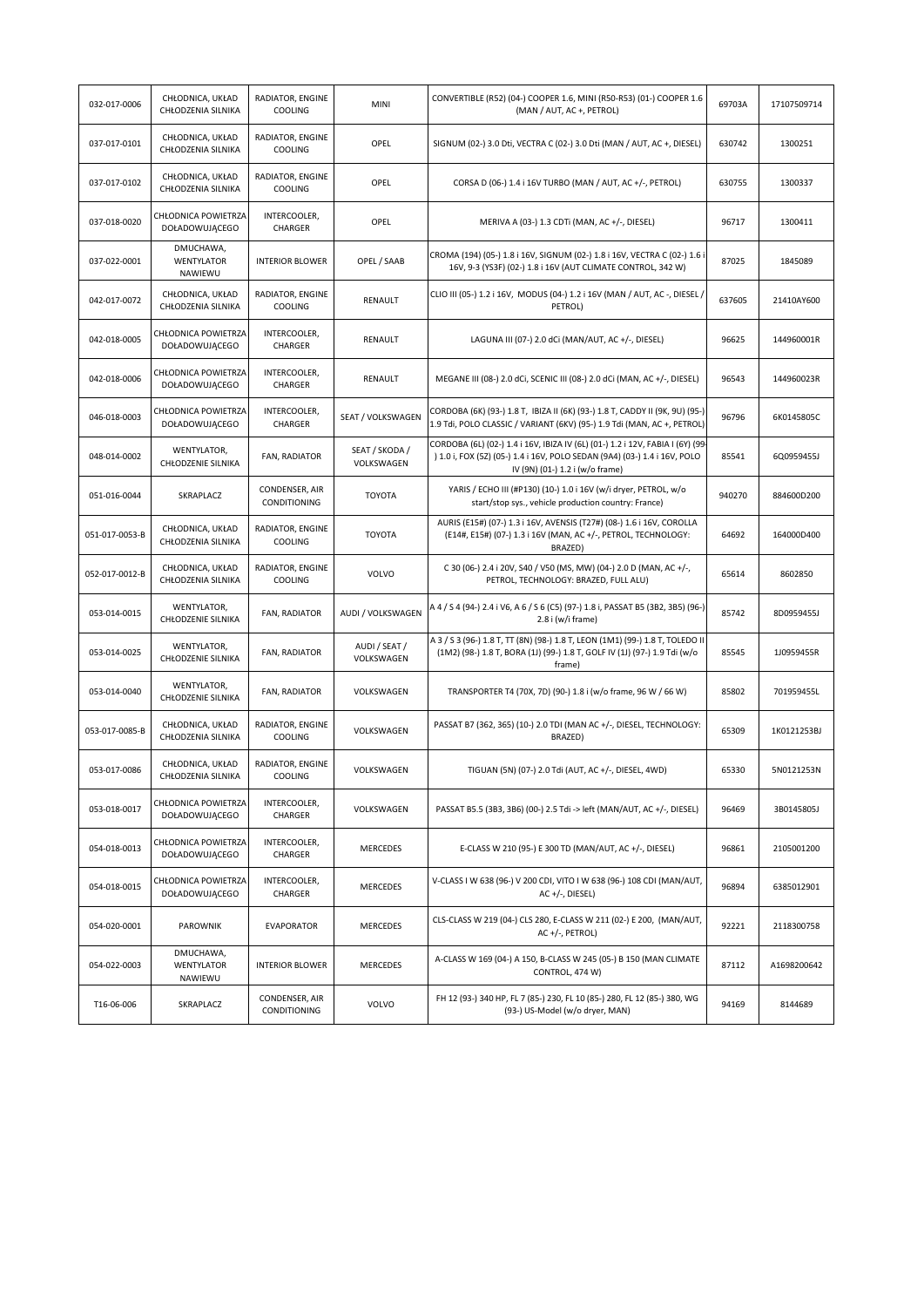| | | | | | | |
|---|---|---|---|---|---|---|
| 032-017-0006 | CHŁODNICA, UKŁAD CHŁODZENIA SILNIKA | RADIATOR, ENGINE COOLING | MINI | CONVERTIBLE (R52) (04-) COOPER 1.6, MINI (R50-R53) (01-) COOPER 1.6 (MAN / AUT, AC +, PETROL) | 69703A | 17107509714 |
| 037-017-0101 | CHŁODNICA, UKŁAD CHŁODZENIA SILNIKA | RADIATOR, ENGINE COOLING | OPEL | SIGNUM (02-) 3.0 Dti, VECTRA C (02-) 3.0 Dti (MAN / AUT, AC +, DIESEL) | 630742 | 1300251 |
| 037-017-0102 | CHŁODNICA, UKŁAD CHŁODZENIA SILNIKA | RADIATOR, ENGINE COOLING | OPEL | CORSA D (06-) 1.4 i 16V TURBO (MAN / AUT, AC +/-, PETROL) | 630755 | 1300337 |
| 037-018-0020 | CHŁODNICA POWIETRZA DOŁADOWUJĄCEGO | INTERCOOLER, CHARGER | OPEL | MERIVA A (03-) 1.3 CDTi (MAN, AC +/-, DIESEL) | 96717 | 1300411 |
| 037-022-0001 | DMUCHAWA, WENTYLATOR NAWIEWU | INTERIOR BLOWER | OPEL / SAAB | CROMA (194) (05-) 1.8 i 16V, SIGNUM (02-) 1.8 i 16V, VECTRA C (02-) 1.6 i 16V, 9-3 (YS3F) (02-) 1.8 i 16V (AUT CLIMATE CONTROL, 342 W) | 87025 | 1845089 |
| 042-017-0072 | CHŁODNICA, UKŁAD CHŁODZENIA SILNIKA | RADIATOR, ENGINE COOLING | RENAULT | CLIO III (05-) 1.2 i 16V, MODUS (04-) 1.2 i 16V (MAN / AUT, AC -, DIESEL / PETROL) | 637605 | 21410AY600 |
| 042-018-0005 | CHŁODNICA POWIETRZA DOŁADOWUJĄCEGO | INTERCOOLER, CHARGER | RENAULT | LAGUNA III (07-) 2.0 dCi (MAN/AUT, AC +/-, DIESEL) | 96625 | 144960001R |
| 042-018-0006 | CHŁODNICA POWIETRZA DOŁADOWUJĄCEGO | INTERCOOLER, CHARGER | RENAULT | MEGANE III (08-) 2.0 dCi, SCENIC III (08-) 2.0 dCi (MAN, AC +/-, DIESEL) | 96543 | 144960023R |
| 046-018-0003 | CHŁODNICA POWIETRZA DOŁADOWUJĄCEGO | INTERCOOLER, CHARGER | SEAT / VOLKSWAGEN | CORDOBA (6K) (93-) 1.8 T, IBIZA II (6K) (93-) 1.8 T, CADDY II (9K, 9U) (95-) 1.9 Tdi, POLO CLASSIC / VARIANT (6KV) (95-) 1.9 Tdi (MAN, AC +, PETROL) | 96796 | 6K0145805C |
| 048-014-0002 | WENTYLATOR, CHŁODZENIE SILNIKA | FAN, RADIATOR | SEAT / SKODA / VOLKSWAGEN | CORDOBA (6L) (02-) 1.4 i 16V, IBIZA IV (6L) (01-) 1.2 i 12V, FABIA I (6Y) (99-) 1.0 i, FOX (5Z) (05-) 1.4 i 16V, POLO SEDAN (9A4) (03-) 1.4 i 16V, POLO IV (9N) (01-) 1.2 i (w/o frame) | 85541 | 6Q0959455J |
| 051-016-0044 | SKRAPLACZ | CONDENSER, AIR CONDITIONING | TOYOTA | YARIS / ECHO III (#P130) (10-) 1.0 i 16V (w/i dryer, PETROL, w/o start/stop sys., vehicle production country: France) | 940270 | 884600D200 |
| 051-017-0053-B | CHŁODNICA, UKŁAD CHŁODZENIA SILNIKA | RADIATOR, ENGINE COOLING | TOYOTA | AURIS (E15#) (07-) 1.3 i 16V, AVENSIS (T27#) (08-) 1.6 i 16V, COROLLA (E14#, E15#) (07-) 1.3 i 16V (MAN, AC +/-, PETROL, TECHNOLOGY: BRAZED) | 64692 | 164000D400 |
| 052-017-0012-B | CHŁODNICA, UKŁAD CHŁODZENIA SILNIKA | RADIATOR, ENGINE COOLING | VOLVO | C 30 (06-) 2.4 i 20V, S40 / V50 (MS, MW) (04-) 2.0 D (MAN, AC +/-, PETROL, TECHNOLOGY: BRAZED, FULL ALU) | 65614 | 8602850 |
| 053-014-0015 | WENTYLATOR, CHŁODZENIE SILNIKA | FAN, RADIATOR | AUDI / VOLKSWAGEN | A 4 / S 4 (94-) 2.4 i V6, A 6 / S 6 (C5) (97-) 1.8 i, PASSAT B5 (3B2, 3B5) (96-) 2.8 i (w/i frame) | 85742 | 8D0959455J |
| 053-014-0025 | WENTYLATOR, CHŁODZENIE SILNIKA | FAN, RADIATOR | AUDI / SEAT / VOLKSWAGEN | A 3 / S 3 (96-) 1.8 T, TT (8N) (98-) 1.8 T, LEON (1M1) (99-) 1.8 T, TOLEDO II (1M2) (98-) 1.8 T, BORA (1J) (99-) 1.8 T, GOLF IV (1J) (97-) 1.9 Tdi (w/o frame) | 85545 | 1J0959455R |
| 053-014-0040 | WENTYLATOR, CHŁODZENIE SILNIKA | FAN, RADIATOR | VOLKSWAGEN | TRANSPORTER T4 (70X, 7D) (90-) 1.8 i (w/o frame, 96 W / 66 W) | 85802 | 701959455L |
| 053-017-0085-B | CHŁODNICA, UKŁAD CHŁODZENIA SILNIKA | RADIATOR, ENGINE COOLING | VOLKSWAGEN | PASSAT B7 (362, 365) (10-) 2.0 TDI (MAN AC +/-, DIESEL, TECHNOLOGY: BRAZED) | 65309 | 1K0121253BJ |
| 053-017-0086 | CHŁODNICA, UKŁAD CHŁODZENIA SILNIKA | RADIATOR, ENGINE COOLING | VOLKSWAGEN | TIGUAN (5N) (07-) 2.0 Tdi (AUT, AC +/-, DIESEL, 4WD) | 65330 | 5N0121253N |
| 053-018-0017 | CHŁODNICA POWIETRZA DOŁADOWUJĄCEGO | INTERCOOLER, CHARGER | VOLKSWAGEN | PASSAT B5.5 (3B3, 3B6) (00-) 2.5 Tdi -> left (MAN/AUT, AC +/-, DIESEL) | 96469 | 3B0145805J |
| 054-018-0013 | CHŁODNICA POWIETRZA DOŁADOWUJĄCEGO | INTERCOOLER, CHARGER | MERCEDES | E-CLASS W 210 (95-) E 300 TD (MAN/AUT, AC +/-, DIESEL) | 96861 | 2105001200 |
| 054-018-0015 | CHŁODNICA POWIETRZA DOŁADOWUJĄCEGO | INTERCOOLER, CHARGER | MERCEDES | V-CLASS I W 638 (96-) V 200 CDI, VITO I W 638 (96-) 108 CDI (MAN/AUT, AC +/-, DIESEL) | 96894 | 6385012901 |
| 054-020-0001 | PAROWNIK | EVAPORATOR | MERCEDES | CLS-CLASS W 219 (04-) CLS 280, E-CLASS W 211 (02-) E 200, (MAN/AUT, AC +/-, PETROL) | 92221 | 2118300758 |
| 054-022-0003 | DMUCHAWA, WENTYLATOR NAWIEWU | INTERIOR BLOWER | MERCEDES | A-CLASS W 169 (04-) A 150, B-CLASS W 245 (05-) B 150 (MAN CLIMATE CONTROL, 474 W) | 87112 | A1698200642 |
| T16-06-006 | SKRAPLACZ | CONDENSER, AIR CONDITIONING | VOLVO | FH 12 (93-) 340 HP, FL 7 (85-) 230, FL 10 (85-) 280, FL 12 (85-) 380, WG (93-) US-Model (w/o dryer, MAN) | 94169 | 8144689 |